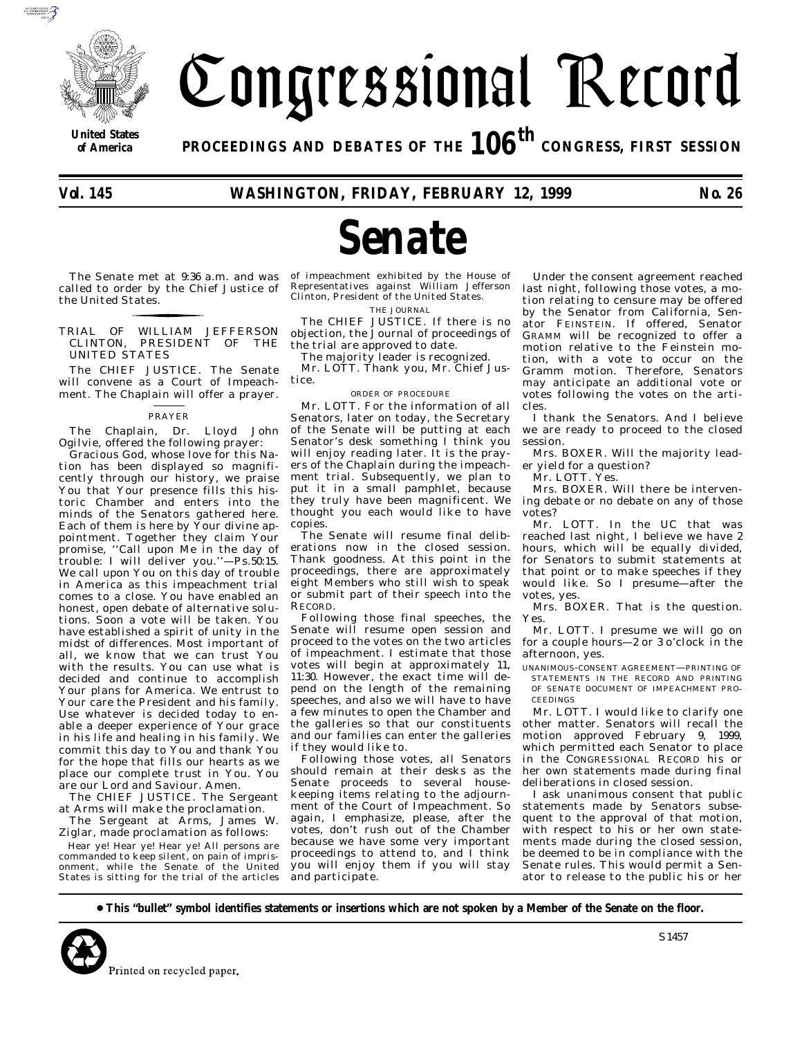# Congressional Record

United States of America

PROCEEDINGS AND DEBATES OF THE 106th CONGRESS, FIRST SESSION

**Vol. 145 WASHINGTON, FRIDAY, FEBRUARY 12, 1999 No. 26**

# Senate

The Senate met at 9:36 a.m. and was called to order by the Chief Justice of the United States.

## TRIAL OF WILLIAM JEFFERSON CLINTON, PRESIDENT OF THE UNITED STATES

The CHIEF JUSTICE. The Senate will convene as a Court of Impeachment. The Chaplain will offer a prayer.

### PRAYER

The Chaplain, Dr. Lloyd John Ogilvie, offered the following prayer:

Gracious God, whose love for this Nation has been displayed so magnificently through our history, we praise You that Your presence fills this historic Chamber and enters into the minds of the Senators gathered here. Each of them is here by Your divine appointment. Together they claim Your promise, ''Call upon Me in the day of trouble: I will deliver you.''—Ps.50:15. We call upon You on this day of trouble in America as this impeachment trial comes to a close. You have enabled an honest, open debate of alternative solutions. Soon a vote will be taken. You have established a spirit of unity in the midst of differences. Most important of all, we know that we can trust You with the results. You can use what is decided and continue to accomplish Your plans for America. We entrust to Your care the President and his family. Use whatever is decided today to enable a deeper experience of Your grace in his life and healing in his family. We commit this day to You and thank You for the hope that fills our hearts as we place our complete trust in You. You are our Lord and Saviour. Amen.

The CHIEF JUSTICE. The Sergeant at Arms will make the proclamation.

The Sergeant at Arms, James W. Ziglar, made proclamation as follows:

Hear ye! Hear ye! Hear ye! All persons are commanded to keep silent, on pain of imprisonment, while the Senate of the United States is sitting for the trial of the articles of impeachment exhibited by the House of Representatives against William Jefferson Clinton, President of the United States.

### THE JOURNAL

The CHIEF JUSTICE. If there is no objection, the Journal of proceedings of the trial are approved to date.

The majority leader is recognized.

Mr. LOTT. Thank you, Mr. Chief Justice.

### ORDER OF PROCEDURE

Mr. LOTT. For the information of all Senators, later on today, the Secretary of the Senate will be putting at each Senator's desk something I think you will enjoy reading later. It is the prayers of the Chaplain during the impeachment trial. Subsequently, we plan to put it in a small pamphlet, because they truly have been magnificent. We thought you each would like to have copies.

The Senate will resume final deliberations now in the closed session. Thank goodness. At this point in the proceedings, there are approximately eight Members who still wish to speak or submit part of their speech into the RECORD.

Following those final speeches, the Senate will resume open session and proceed to the votes on the two articles of impeachment. I estimate that those votes will begin at approximately 11, 11:30. However, the exact time will depend on the length of the remaining speeches, and also we will have to have a few minutes to open the Chamber and the galleries so that our constituents and our families can enter the galleries if they would like to.

Following those votes, all Senators should remain at their desks as the Senate proceeds to several housekeeping items relating to the adjournment of the Court of Impeachment. So again, I emphasize, please, after the votes, don't rush out of the Chamber because we have some very important proceedings to attend to, and I think you will enjoy them if you will stay and participate.

Under the consent agreement reached last night, following those votes, a motion relating to censure may be offered by the Senator from California, Senator FEINSTEIN. If offered, Senator GRAMM will be recognized to offer a motion relative to the Feinstein motion, with a vote to occur on the Gramm motion. Therefore, Senators may anticipate an additional vote or votes following the votes on the articles.

I thank the Senators. And I believe we are ready to proceed to the closed session.

Mrs. BOXER. Will the majority leader yield for a question?

Mr. LOTT. Yes.

Mrs. BOXER. Will there be intervening debate or no debate on any of those votes?

Mr. LOTT. In the UC that was reached last night, I believe we have 2 hours, which will be equally divided, for Senators to submit statements at that point or to make speeches if they would like. So I presume—after the votes, yes.

Mrs. BOXER. That is the question. Yes.

Mr. LOTT. I presume we will go on for a couple hours—2 or 3 o'clock in the afternoon, yes.

### UNANIMOUS-CONSENT AGREEMENT—PRINTING OF STATEMENTS IN THE RECORD AND PRINTING OF SENATE DOCUMENT OF IMPEACHMENT PROCEEDINGS

Mr. LOTT. I would like to clarify one other matter. Senators will recall the motion approved February 9, 1999, which permitted each Senator to place in the CONGRESSIONAL RECORD his or her own statements made during final deliberations in closed session.

I ask unanimous consent that public statements made by Senators subsequent to the approval of that motion, with respect to his or her own statements made during the closed session, be deemed to be in compliance with the Senate rules. This would permit a Senator to release to the public his or her

**● This "bullet" symbol identifies statements or insertions which are not spoken by a Member of the Senate on the floor.**

Printed on recycled paper.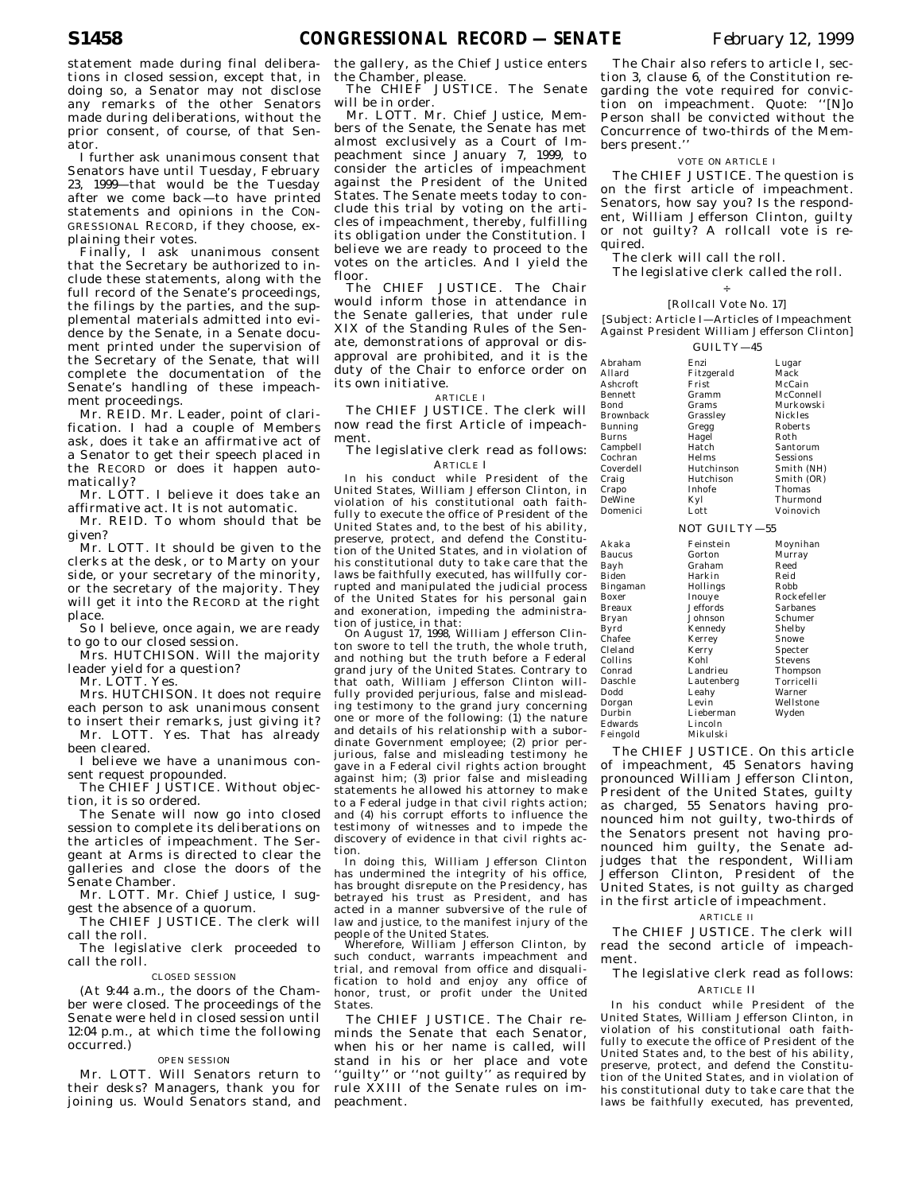statement made during final deliberations in closed session, except that, in doing so, a Senator may not disclose any remarks of the other Senators made during deliberations, without the prior consent, of course, of that Senator.

I further ask unanimous consent that Senators have until Tuesday, February 23, 1999—that would be the Tuesday after we come back—to have printed statements and opinions in the CONGRESSIONAL RECORD, if they choose, explaining their votes.

Finally, I ask unanimous consent that the Secretary be authorized to include these statements, along with the full record of the Senate's proceedings, the filings by the parties, and the supplemental materials admitted into evidence by the Senate, in a Senate document printed under the supervision of the Secretary of the Senate, that will complete the documentation of the Senate's handling of these impeachment proceedings.

Mr. REID. Mr. Leader, point of clarification. I had a couple of Members ask, does it take an affirmative act of a Senator to get their speech placed in the RECORD or does it happen automatically?

Mr. LOTT. I believe it does take an affirmative act. It is not automatic.

Mr. REID. To whom should that be given?

Mr. LOTT. It should be given to the clerks at the desk, or to Marty on your side, or your secretary of the minority, or the secretary of the majority. They will get it into the RECORD at the right place.

So I believe, once again, we are ready to go to our closed session.

Mrs. HUTCHISON. Will the majority leader yield for a question?

Mr. LOTT. Yes.

Mrs. HUTCHISON. It does not require each person to ask unanimous consent to insert their remarks, just giving it?

Mr. LOTT. Yes. That has already been cleared.

I believe we have a unanimous consent request propounded.

The CHIEF JUSTICE. Without objection, it is so ordered.

The Senate will now go into closed session to complete its deliberations on the articles of impeachment. The Sergeant at Arms is directed to clear the galleries and close the doors of the Senate Chamber.

Mr. LOTT. Mr. Chief Justice, I suggest the absence of a quorum.

The CHIEF JUSTICE. The clerk will call the roll.

The legislative clerk proceeded to call the roll.

CLOSED SESSION

(At 9:44 a.m., the doors of the Chamber were closed. The proceedings of the Senate were held in closed session until 12:04 p.m., at which time the following occurred.)

OPEN SESSION

Mr. LOTT. Will Senators return to their desks? Managers, thank you for joining us. Would Senators stand, and the gallery, as the Chief Justice enters the Chamber, please.

The CHIEF JUSTICE. The Senate will be in order.

Mr. LOTT. Mr. Chief Justice, Members of the Senate, the Senate has met almost exclusively as a Court of Impeachment since January 7, 1999, to consider the articles of impeachment against the President of the United States. The Senate meets today to conclude this trial by voting on the articles of impeachment, thereby, fulfilling its obligation under the Constitution. I believe we are ready to proceed to the votes on the articles. And I yield the floor.

The CHIEF JUSTICE. The Chair would inform those in attendance in the Senate galleries, that under rule XIX of the Standing Rules of the Senate, demonstrations of approval or disapproval are prohibited, and it is the duty of the Chair to enforce order on its own initiative.

ARTICLE I

The CHIEF JUSTICE. The clerk will now read the first Article of impeachment.

The legislative clerk read as follows:

ARTICLE I

In his conduct while President of the United States, William Jefferson Clinton, in violation of his constitutional oath faithfully to execute the office of President of the United States and, to the best of his ability, preserve, protect, and defend the Constitution of the United States, and in violation of his constitutional duty to take care that the laws be faithfully executed, has willfully corrupted and manipulated the judicial process of the United States for his personal gain and exoneration, impeding the administration of justice, in that:

On August 17, 1998, William Jefferson Clinton swore to tell the truth, the whole truth, and nothing but the truth before a Federal grand jury of the United States. Contrary to that oath, William Jefferson Clinton willfully provided perjurious, false and misleading testimony to the grand jury concerning one or more of the following: (1) the nature and details of his relationship with a subordinate Government employee; (2) prior perjurious, false and misleading testimony he gave in a Federal civil rights action brought against him; (3) prior false and misleading statements he allowed his attorney to make to a Federal judge in that civil rights action; and (4) his corrupt efforts to influence the testimony of witnesses and to impede the discovery of evidence in that civil rights action.

In doing this, William Jefferson Clinton has undermined the integrity of his office, has brought disrepute on the Presidency, has betrayed his trust as President, and has acted in a manner subversive of the rule of law and justice, to the manifest injury of the people of the United States.

Wherefore, William Jefferson Clinton, by such conduct, warrants impeachment and trial, and removal from office and disqualification to hold and enjoy any office of honor, trust, or profit under the United States.

The CHIEF JUSTICE. The Chair reminds the Senate that each Senator, when his or her name is called, will stand in his or her place and vote ''guilty'' or ''not guilty'' as required by rule XXIII of the Senate rules on impeachment.

The Chair also refers to article I, section 3, clause 6, of the Constitution regarding the vote required for conviction on impeachment. Quote: ''[N]o Person shall be convicted without the Concurrence of two-thirds of the Members present.''

VOTE ON ARTICLE I

The CHIEF JUSTICE. The question is on the first article of impeachment. Senators, how say you? Is the respondent, William Jefferson Clinton, guilty or not guilty? A rollcall vote is required.

The clerk will call the roll.

The legislative clerk called the roll.

[Rollcall Vote No. 17]

[Subject: Article I—Articles of Impeachment Against President William Jefferson Clinton]

GUILTY—45

| | | |
|---|---|---|
| Abraham | Enzi | Lugar |
| Allard | Fitzgerald | Mack |
| Ashcroft | Frist | McCain |
| Bennett | Gramm | McConnell |
| Bond | Grams | Murkowski |
| Brownback | Grassley | Nickles |
| Bunning | Gregg | Roberts |
| Burns | Hagel | Roth |
| Campbell | Hatch | Santorum |
| Cochran | Helms | Sessions |
| Coverdell | Hutchinson | Smith (NH) |
| Craig | Hutchison | Smith (OR) |
| Crapo | Inhofe | Thomas |
| DeWine | Kyl | Thurmond |
| Domenici | Lott | Voinovich |

NOT GUILTY—55

| | | |
|---|---|---|
| Akaka | Feinstein | Moynihan |
| Baucus | Gorton | Murray |
| Bayh | Graham | Reed |
| Biden | Harkin | Reid |
| Bingaman | Hollings | Robb |
| Boxer | Inouye | Rockefeller |
| Breaux | Jeffords | Sarbanes |
| Bryan | Johnson | Schumer |
| Byrd | Kennedy | Shelby |
| Chafee | Kerrey | Snowe |
| Cleland | Kerry | Specter |
| Collins | Kohl | Stevens |
| Conrad | Landrieu | Thompson |
| Daschle | Lautenberg | Torricelli |
| Dodd | Leahy | Warner |
| Dorgan | Levin | Wellstone |
| Durbin | Lieberman | Wyden |
| Edwards | Lincoln | |
| Feingold | Mikulski | |

The CHIEF JUSTICE. On this article of impeachment, 45 Senators having pronounced William Jefferson Clinton, President of the United States, guilty as charged, 55 Senators having pronounced him not guilty, two-thirds of the Senators present not having pronounced him guilty, the Senate adjudges that the respondent, William Jefferson Clinton, President of the United States, is not guilty as charged in the first article of impeachment.

ARTICLE II

The CHIEF JUSTICE. The clerk will read the second article of impeachment.

The legislative clerk read as follows:

ARTICLE II

In his conduct while President of the United States, William Jefferson Clinton, in violation of his constitutional oath faithfully to execute the office of President of the United States and, to the best of his ability, preserve, protect, and defend the Constitution of the United States, and in violation of his constitutional duty to take care that the laws be faithfully executed, has prevented,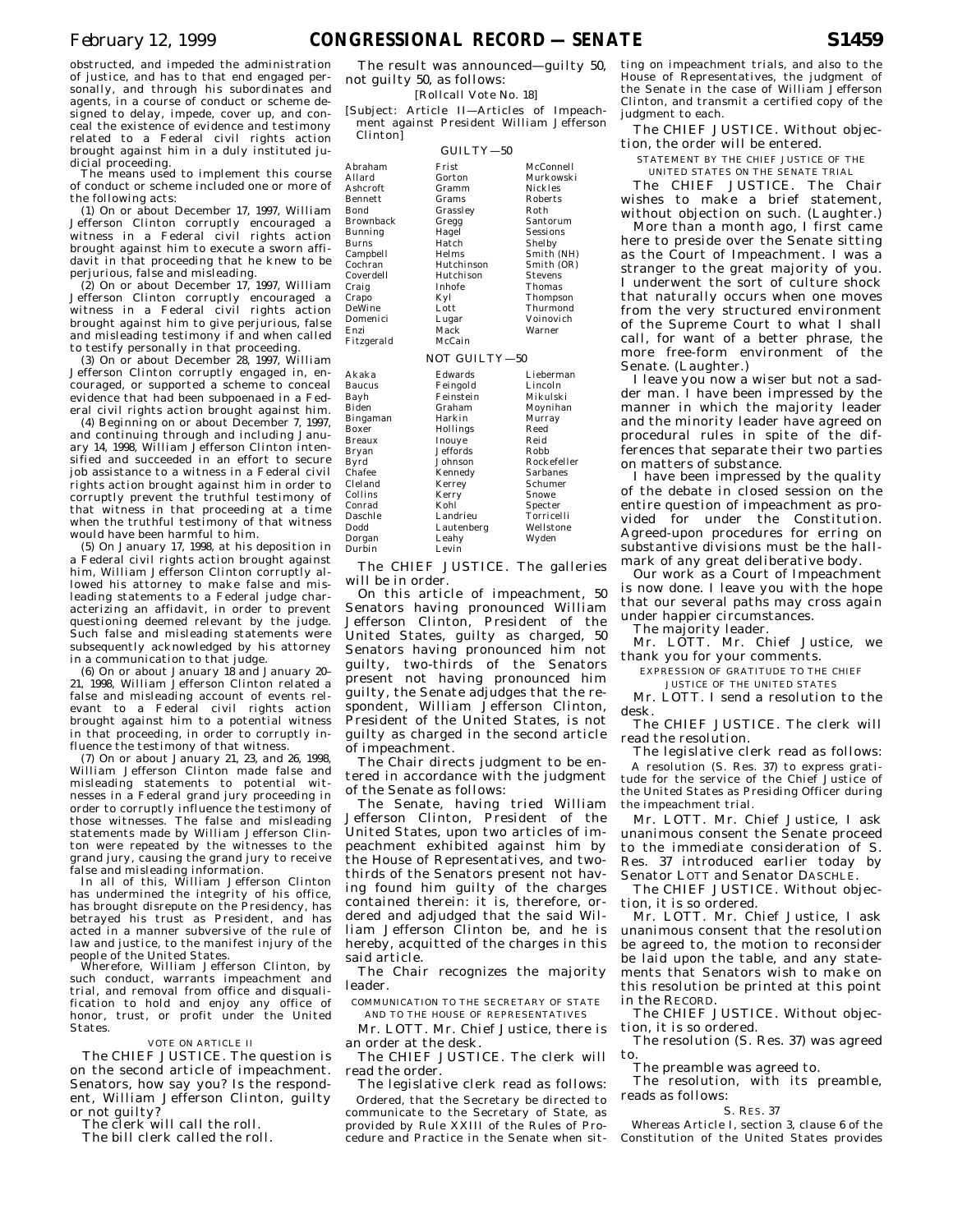obstructed, and impeded the administration of justice, and has to that end engaged personally, and through his subordinates and agents, in a course of conduct or scheme designed to delay, impede, cover up, and conceal the existence of evidence and testimony related to a Federal civil rights action brought against him in a duly instituted judicial proceeding.

The means used to implement this course of conduct or scheme included one or more of the following acts:

(1) On or about December 17, 1997, William Jefferson Clinton corruptly encouraged a witness in a Federal civil rights action brought against him to execute a sworn affidavit in that proceeding that he knew to be perjurious, false and misleading.

(2) On or about December 17, 1997, William Jefferson Clinton corruptly encouraged a witness in a Federal civil rights action brought against him to give perjurious, false and misleading testimony if and when called to testify personally in that proceeding.

(3) On or about December 28, 1997, William Jefferson Clinton corruptly engaged in, encouraged, or supported a scheme to conceal evidence that had been subpoenaed in a Federal civil rights action brought against him.

(4) Beginning on or about December 7, 1997, and continuing through and including January 14, 1998, William Jefferson Clinton intensified and succeeded in an effort to secure job assistance to a witness in a Federal civil rights action brought against him in order to corruptly prevent the truthful testimony of that witness in that proceeding at a time when the truthful testimony of that witness would have been harmful to him.

(5) On January 17, 1998, at his deposition in a Federal civil rights action brought against him, William Jefferson Clinton corruptly allowed his attorney to make false and misleading statements to a Federal judge characterizing an affidavit, in order to prevent questioning deemed relevant by the judge. Such false and misleading statements were subsequently acknowledged by his attorney in a communication to that judge.

(6) On or about January 18 and January 20–21, 1998, William Jefferson Clinton related a false and misleading account of events relevant to a Federal civil rights action brought against him to a potential witness in that proceeding, in order to corruptly influence the testimony of that witness.

(7) On or about January 21, 23, and 26, 1998, William Jefferson Clinton made false and misleading statements to potential witnesses in a Federal grand jury proceeding in order to corruptly influence the testimony of those witnesses. The false and misleading statements made by William Jefferson Clinton were repeated by the witnesses to the grand jury, causing the grand jury to receive false and misleading information.

In all of this, William Jefferson Clinton has undermined the integrity of his office, has brought disrepute on the Presidency, has betrayed his trust as President, and has acted in a manner subversive of the rule of law and justice, to the manifest injury of the people of the United States.

Wherefore, William Jefferson Clinton, by such conduct, warrants impeachment and trial, and removal from office and disqualification to hold and enjoy any office of honor, trust, or profit under the United States.

VOTE ON ARTICLE II

The CHIEF JUSTICE. The question is on the second article of impeachment. Senators, how say you? Is the respondent, William Jefferson Clinton, guilty or not guilty?

The clerk will call the roll.

The bill clerk called the roll.

The result was announced—guilty 50, not guilty 50, as follows:

[Rollcall Vote No. 18]

[Subject: Article II—Articles of Impeachment against President William Jefferson Clinton]

GUILTY—50

| | | |
|---|---|---|
| Abraham | Frist | McConnell |
| Allard | Gorton | Murkowski |
| Ashcroft | Gramm | Nickles |
| Bennett | Grams | Roberts |
| Bond | Grassley | Roth |
| Brownback | Gregg | Santorum |
| Bunning | Hagel | Sessions |
| Burns | Hatch | Shelby |
| Campbell | Helms | Smith (NH) |
| Cochran | Hutchinson | Smith (OR) |
| Coverdell | Hutchison | Stevens |
| Craig | Inhofe | Thomas |
| Crapo | Kyl | Thompson |
| DeWine | Lott | Thurmond |
| Domenici | Lugar | Voinovich |
| Enzi | Mack | Warner |
| Fitzgerald | McCain | |

NOT GUILTY—50

| | | |
|---|---|---|
| Akaka | Edwards | Lieberman |
| Baucus | Feingold | Lincoln |
| Bayh | Feinstein | Mikulski |
| Biden | Graham | Moynihan |
| Bingaman | Harkin | Murray |
| Boxer | Hollings | Reed |
| Breaux | Inouye | Reid |
| Bryan | Jeffords | Robb |
| Byrd | Johnson | Rockefeller |
| Chafee | Kennedy | Sarbanes |
| Cleland | Kerrey | Schumer |
| Collins | Kerry | Snowe |
| Conrad | Kohl | Specter |
| Daschle | Landrieu | Torricelli |
| Dodd | Lautenberg | Wellstone |
| Dorgan | Leahy | Wyden |
| Durbin | Levin | |

The CHIEF JUSTICE. The galleries will be in order.

On this article of impeachment, 50 Senators having pronounced William Jefferson Clinton, President of the United States, guilty as charged, 50 Senators having pronounced him not guilty, two-thirds of the Senators present not having pronounced him guilty, the Senate adjudges that the respondent, William Jefferson Clinton, President of the United States, is not guilty as charged in the second article of impeachment.

The Chair directs judgment to be entered in accordance with the judgment of the Senate as follows:

The Senate, having tried William Jefferson Clinton, President of the United States, upon two articles of impeachment exhibited against him by the House of Representatives, and two-thirds of the Senators present not having found him guilty of the charges contained therein: it is, therefore, ordered and adjudged that the said William Jefferson Clinton be, and he is hereby, acquitted of the charges in this said article.

The Chair recognizes the majority leader.

COMMUNICATION TO THE SECRETARY OF STATE AND TO THE HOUSE OF REPRESENTATIVES

Mr. LOTT. Mr. Chief Justice, there is an order at the desk.

The CHIEF JUSTICE. The clerk will read the order.

The legislative clerk read as follows:

Ordered, that the Secretary be directed to communicate to the Secretary of State, as provided by Rule XXIII of the Rules of Procedure and Practice in the Senate when sitting on impeachment trials, and also to the House of Representatives, the judgment of the Senate in the case of William Jefferson Clinton, and transmit a certified copy of the judgment to each.

The CHIEF JUSTICE. Without objection, the order will be entered.

STATEMENT BY THE CHIEF JUSTICE OF THE UNITED STATES ON THE SENATE TRIAL

The CHIEF JUSTICE. The Chair wishes to make a brief statement, without objection on such. (Laughter.)

More than a month ago, I first came here to preside over the Senate sitting as the Court of Impeachment. I was a stranger to the great majority of you. I underwent the sort of culture shock that naturally occurs when one moves from the very structured environment of the Supreme Court to what I shall call, for want of a better phrase, the more free-form environment of the Senate. (Laughter.)

I leave you now a wiser but not a sadder man. I have been impressed by the manner in which the majority leader and the minority leader have agreed on procedural rules in spite of the differences that separate their two parties on matters of substance.

I have been impressed by the quality of the debate in closed session on the entire question of impeachment as provided for under the Constitution. Agreed-upon procedures for erring on substantive divisions must be the hallmark of any great deliberative body.

Our work as a Court of Impeachment is now done. I leave you with the hope that our several paths may cross again under happier circumstances.

The majority leader.

Mr. LOTT. Mr. Chief Justice, we thank you for your comments.

EXPRESSION OF GRATITUDE TO THE CHIEF JUSTICE OF THE UNITED STATES

Mr. LOTT. I send a resolution to the desk.

The CHIEF JUSTICE. The clerk will read the resolution.

The legislative clerk read as follows:

A resolution (S. Res. 37) to express gratitude for the service of the Chief Justice of the United States as Presiding Officer during the impeachment trial.

Mr. LOTT. Mr. Chief Justice, I ask unanimous consent the Senate proceed to the immediate consideration of S. Res. 37 introduced earlier today by Senator LOTT and Senator DASCHLE.

The CHIEF JUSTICE. Without objection, it is so ordered.

Mr. LOTT. Mr. Chief Justice, I ask unanimous consent that the resolution be agreed to, the motion to reconsider be laid upon the table, and any statements that Senators wish to make on this resolution be printed at this point in the RECORD.

The CHIEF JUSTICE. Without objection, it is so ordered.

The resolution (S. Res. 37) was agreed to.

The preamble was agreed to.

The resolution, with its preamble, reads as follows:

S. RES. 37

Whereas Article I, section 3, clause 6 of the Constitution of the United States provides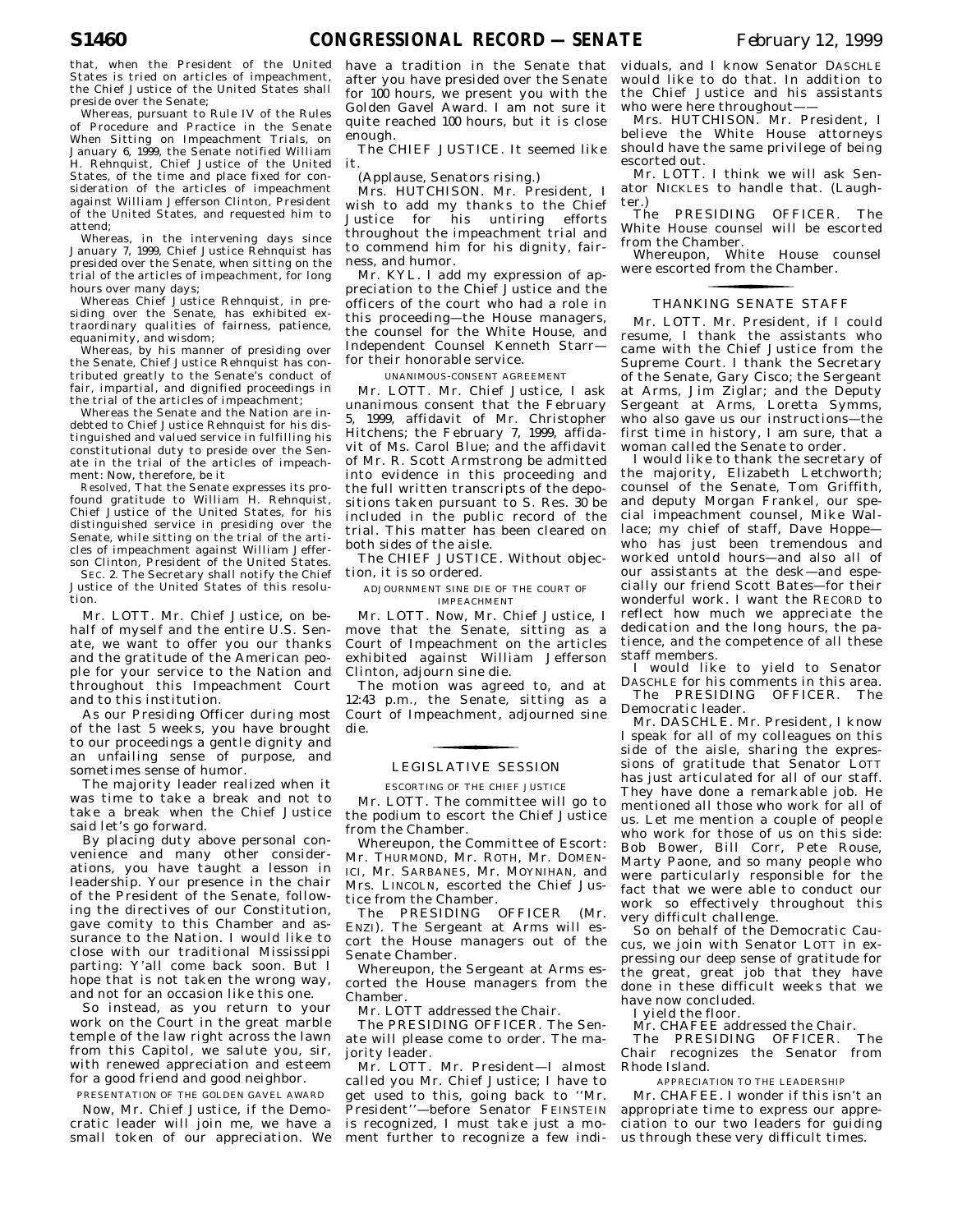that, when the President of the United States is tried on articles of impeachment, the Chief Justice of the United States shall preside over the Senate;

Whereas, pursuant to Rule IV of the Rules of Procedure and Practice in the Senate When Sitting on Impeachment Trials, on January 6, 1999, the Senate notified William H. Rehnquist, Chief Justice of the United States, of the time and place fixed for consideration of the articles of impeachment against William Jefferson Clinton, President of the United States, and requested him to attend;

Whereas, in the intervening days since January 7, 1999, Chief Justice Rehnquist has presided over the Senate, when sitting on the trial of the articles of impeachment, for long hours over many days;

Whereas Chief Justice Rehnquist, in presiding over the Senate, has exhibited extraordinary qualities of fairness, patience, equanimity, and wisdom;

Whereas, by his manner of presiding over the Senate, Chief Justice Rehnquist has contributed greatly to the Senate's conduct of fair, impartial, and dignified proceedings in the trial of the articles of impeachment;

Whereas the Senate and the Nation are indebted to Chief Justice Rehnquist for his distinguished and valued service in fulfilling his constitutional duty to preside over the Senate in the trial of the articles of impeachment: Now, therefore, be it

*Resolved,* That the Senate expresses its profound gratitude to William H. Rehnquist, Chief Justice of the United States, for his distinguished service in presiding over the Senate, while sitting on the trial of the articles of impeachment against William Jefferson Clinton, President of the United States.

SEC. 2. The Secretary shall notify the Chief Justice of the United States of this resolution.

Mr. LOTT. Mr. Chief Justice, on behalf of myself and the entire U.S. Senate, we want to offer you our thanks and the gratitude of the American people for your service to the Nation and throughout this Impeachment Court and to this institution.

As our Presiding Officer during most of the last 5 weeks, you have brought to our proceedings a gentle dignity and an unfailing sense of purpose, and sometimes sense of humor.

The majority leader realized when it was time to take a break and not to take a break when the Chief Justice said let's go forward.

By placing duty above personal convenience and many other considerations, you have taught a lesson in leadership. Your presence in the chair of the President of the Senate, following the directives of our Constitution, gave comity to this Chamber and assurance to the Nation. I would like to close with our traditional Mississippi parting: Y'all come back soon. But I hope that is not taken the wrong way, and not for an occasion like this one.

So instead, as you return to your work on the Court in the great marble temple of the law right across the lawn from this Capitol, we salute you, sir, with renewed appreciation and esteem for a good friend and good neighbor.

PRESENTATION OF THE GOLDEN GAVEL AWARD

Now, Mr. Chief Justice, if the Democratic leader will join me, we have a small token of our appreciation. We have a tradition in the Senate that after you have presided over the Senate for 100 hours, we present you with the Golden Gavel Award. I am not sure it quite reached 100 hours, but it is close enough.

The CHIEF JUSTICE. It seemed like it.

(Applause, Senators rising.)

Mrs. HUTCHISON. Mr. President, I wish to add my thanks to the Chief Justice for his untiring efforts throughout the impeachment trial and to commend him for his dignity, fairness, and humor.

Mr. KYL. I add my expression of appreciation to the Chief Justice and the officers of the court who had a role in this proceeding—the House managers, the counsel for the White House, and Independent Counsel Kenneth Starr—for their honorable service.

UNANIMOUS-CONSENT AGREEMENT

Mr. LOTT. Mr. Chief Justice, I ask unanimous consent that the February 5, 1999, affidavit of Mr. Christopher Hitchens; the February 7, 1999, affidavit of Ms. Carol Blue; and the affidavit of Mr. R. Scott Armstrong be admitted into evidence in this proceeding and the full written transcripts of the depositions taken pursuant to S. Res. 30 be included in the public record of the trial. This matter has been cleared on both sides of the aisle.

The CHIEF JUSTICE. Without objection, it is so ordered.

ADJOURNMENT SINE DIE OF THE COURT OF IMPEACHMENT

Mr. LOTT. Now, Mr. Chief Justice, I move that the Senate, sitting as a Court of Impeachment on the articles exhibited against William Jefferson Clinton, adjourn sine die.

The motion was agreed to, and at 12:43 p.m., the Senate, sitting as a Court of Impeachment, adjourned sine die.

## LEGISLATIVE SESSION

ESCORTING OF THE CHIEF JUSTICE

Mr. LOTT. The committee will go to the podium to escort the Chief Justice from the Chamber.

Whereupon, the Committee of Escort: Mr. THURMOND, Mr. ROTH, Mr. DOMENICI, Mr. SARBANES, Mr. MOYNIHAN, and Mrs. LINCOLN, escorted the Chief Justice from the Chamber.

The PRESIDING OFFICER (Mr. ENZI). The Sergeant at Arms will escort the House managers out of the Senate Chamber.

Whereupon, the Sergeant at Arms escorted the House managers from the Chamber.

Mr. LOTT addressed the Chair.

The PRESIDING OFFICER. The Senate will please come to order. The majority leader.

Mr. LOTT. Mr. President—I almost called you Mr. Chief Justice; I have to get used to this, going back to ''Mr. President''—before Senator FEINSTEIN is recognized, I must take just a moment further to recognize a few individuals, and I know Senator DASCHLE would like to do that. In addition to the Chief Justice and his assistants who were here throughout——

Mrs. HUTCHISON. Mr. President, I believe the White House attorneys should have the same privilege of being escorted out.

Mr. LOTT. I think we will ask Senator NICKLES to handle that. (Laughter.)

The PRESIDING OFFICER. The White House counsel will be escorted from the Chamber.

Whereupon, White House counsel were escorted from the Chamber.

## THANKING SENATE STAFF

Mr. LOTT. Mr. President, if I could resume, I thank the assistants who came with the Chief Justice from the Supreme Court. I thank the Secretary of the Senate, Gary Cisco; the Sergeant at Arms, Jim Ziglar; and the Deputy Sergeant at Arms, Loretta Symms, who also gave us our instructions—the first time in history, I am sure, that a woman called the Senate to order.

I would like to thank the secretary of the majority, Elizabeth Letchworth; counsel of the Senate, Tom Griffith, and deputy Morgan Frankel, our special impeachment counsel, Mike Wallace; my chief of staff, Dave Hoppe—who has just been tremendous and worked untold hours—and also all of our assistants at the desk—and especially our friend Scott Bates—for their wonderful work. I want the RECORD to reflect how much we appreciate the dedication and the long hours, the patience, and the competence of all these staff members.

I would like to yield to Senator DASCHLE for his comments in this area.

The PRESIDING OFFICER. The Democratic leader.

Mr. DASCHLE. Mr. President, I know I speak for all of my colleagues on this side of the aisle, sharing the expressions of gratitude that Senator LOTT has just articulated for all of our staff. They have done a remarkable job. He mentioned all those who work for all of us. Let me mention a couple of people who work for those of us on this side: Bob Bower, Bill Corr, Pete Rouse, Marty Paone, and so many people who were particularly responsible for the fact that we were able to conduct our work so effectively throughout this very difficult challenge.

So on behalf of the Democratic Caucus, we join with Senator LOTT in expressing our deep sense of gratitude for the great, great job that they have done in these difficult weeks that we have now concluded.

I yield the floor.

Mr. CHAFEE addressed the Chair.

The PRESIDING OFFICER. The Chair recognizes the Senator from Rhode Island.

APPRECIATION TO THE LEADERSHIP

Mr. CHAFEE. I wonder if this isn't an appropriate time to express our appreciation to our two leaders for guiding us through these very difficult times.